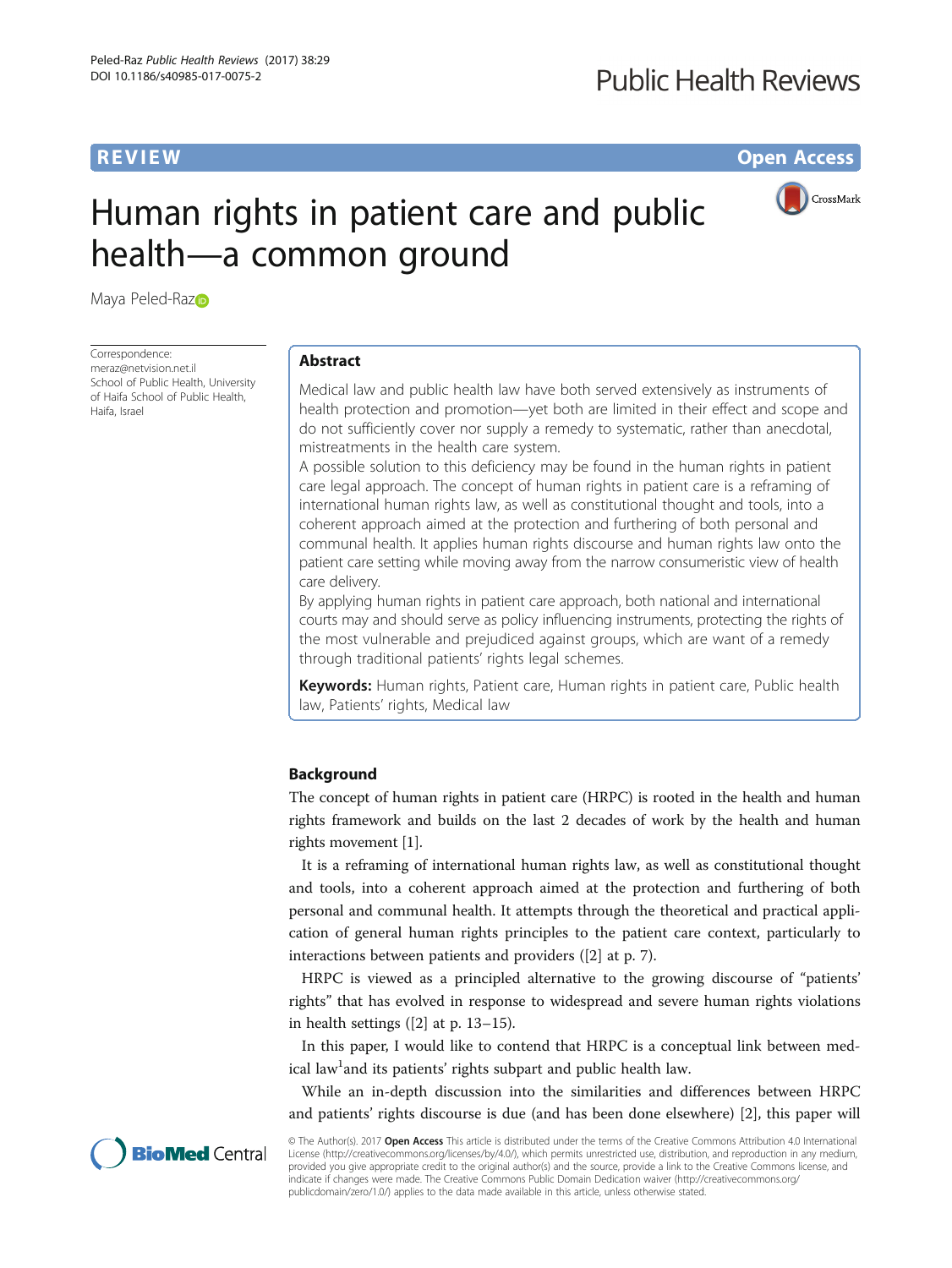REVIEW Open Access

# Human rights in patient care and public health—a common ground

Maya Peled-Raz

Correspondence:
meraz@netvision.net.il
School of Public Health, University of Haifa School of Public Health, Haifa, Israel

## Abstract

Medical law and public health law have both served extensively as instruments of health protection and promotion—yet both are limited in their effect and scope and do not sufficiently cover nor supply a remedy to systematic, rather than anecdotal, mistreatments in the health care system.

A possible solution to this deficiency may be found in the human rights in patient care legal approach. The concept of human rights in patient care is a reframing of international human rights law, as well as constitutional thought and tools, into a coherent approach aimed at the protection and furthering of both personal and communal health. It applies human rights discourse and human rights law onto the patient care setting while moving away from the narrow consumeristic view of health care delivery.

By applying human rights in patient care approach, both national and international courts may and should serve as policy influencing instruments, protecting the rights of the most vulnerable and prejudiced against groups, which are want of a remedy through traditional patients' rights legal schemes.

**Keywords:** Human rights, Patient care, Human rights in patient care, Public health law, Patients' rights, Medical law

## Background

The concept of human rights in patient care (HRPC) is rooted in the health and human rights framework and builds on the last 2 decades of work by the health and human rights movement [1].

It is a reframing of international human rights law, as well as constitutional thought and tools, into a coherent approach aimed at the protection and furthering of both personal and communal health. It attempts through the theoretical and practical application of general human rights principles to the patient care context, particularly to interactions between patients and providers ([2] at p. 7).

HRPC is viewed as a principled alternative to the growing discourse of "patients' rights" that has evolved in response to widespread and severe human rights violations in health settings ([2] at p. 13–15).

In this paper, I would like to contend that HRPC is a conceptual link between medical law[1]and its patients' rights subpart and public health law.

While an in-depth discussion into the similarities and differences between HRPC and patients' rights discourse is due (and has been done elsewhere) [2], this paper will

© The Author(s). 2017 **Open Access** This article is distributed under the terms of the Creative Commons Attribution 4.0 International License (http://creativecommons.org/licenses/by/4.0/), which permits unrestricted use, distribution, and reproduction in any medium, provided you give appropriate credit to the original author(s) and the source, provide a link to the Creative Commons license, and indicate if changes were made. The Creative Commons Public Domain Dedication waiver (http://creativecommons.org/publicdomain/zero/1.0/) applies to the data made available in this article, unless otherwise stated.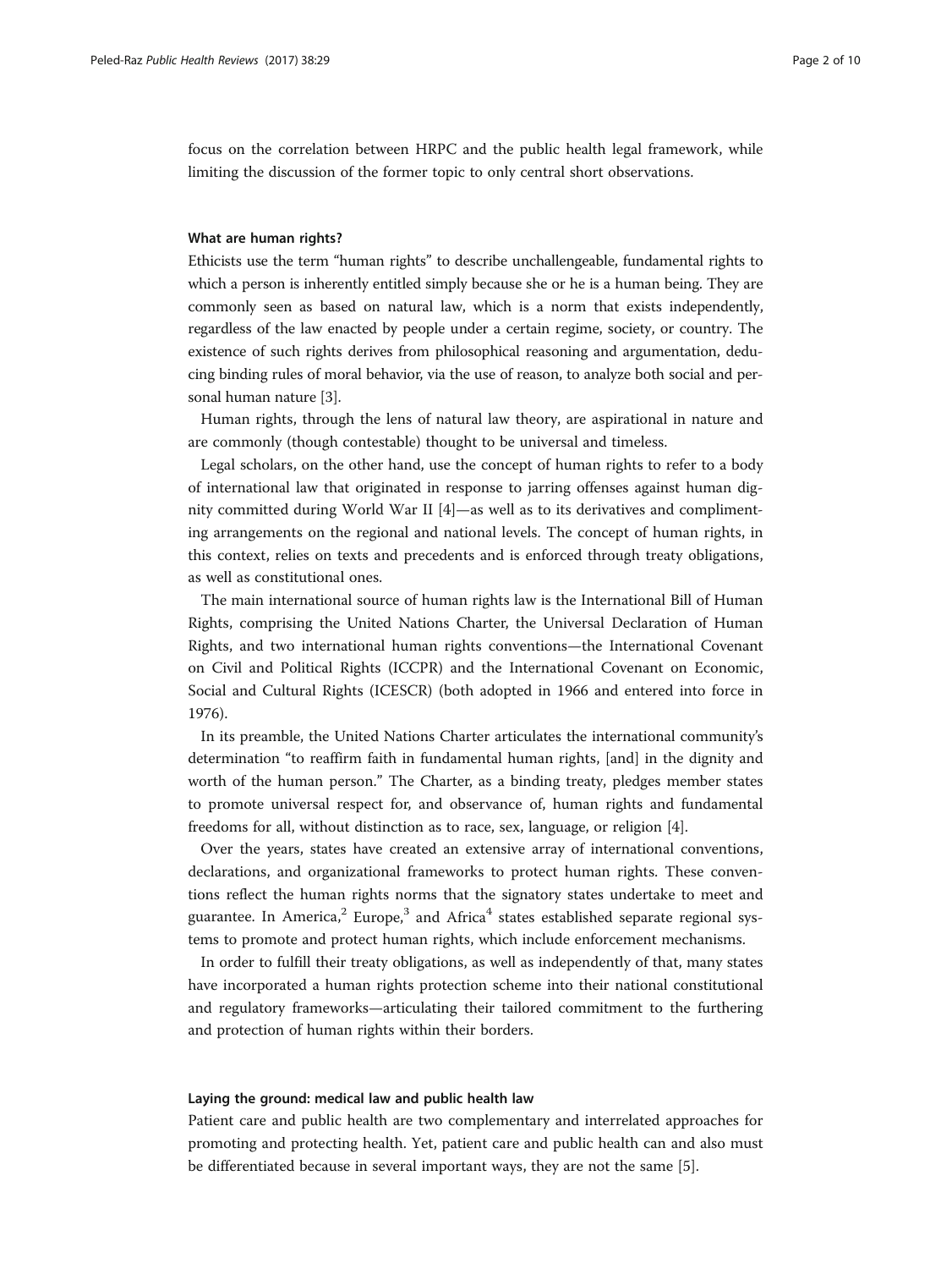focus on the correlation between HRPC and the public health legal framework, while limiting the discussion of the former topic to only central short observations.

### What are human rights?

Ethicists use the term "human rights" to describe unchallengeable, fundamental rights to which a person is inherently entitled simply because she or he is a human being. They are commonly seen as based on natural law, which is a norm that exists independently, regardless of the law enacted by people under a certain regime, society, or country. The existence of such rights derives from philosophical reasoning and argumentation, deducing binding rules of moral behavior, via the use of reason, to analyze both social and personal human nature [3].

Human rights, through the lens of natural law theory, are aspirational in nature and are commonly (though contestable) thought to be universal and timeless.

Legal scholars, on the other hand, use the concept of human rights to refer to a body of international law that originated in response to jarring offenses against human dignity committed during World War II [4]—as well as to its derivatives and complimenting arrangements on the regional and national levels. The concept of human rights, in this context, relies on texts and precedents and is enforced through treaty obligations, as well as constitutional ones.

The main international source of human rights law is the International Bill of Human Rights, comprising the United Nations Charter, the Universal Declaration of Human Rights, and two international human rights conventions—the International Covenant on Civil and Political Rights (ICCPR) and the International Covenant on Economic, Social and Cultural Rights (ICESCR) (both adopted in 1966 and entered into force in 1976).

In its preamble, the United Nations Charter articulates the international community's determination "to reaffirm faith in fundamental human rights, [and] in the dignity and worth of the human person." The Charter, as a binding treaty, pledges member states to promote universal respect for, and observance of, human rights and fundamental freedoms for all, without distinction as to race, sex, language, or religion [4].

Over the years, states have created an extensive array of international conventions, declarations, and organizational frameworks to protect human rights. These conventions reflect the human rights norms that the signatory states undertake to meet and guarantee. In America,[2] Europe,[3] and Africa[4] states established separate regional systems to promote and protect human rights, which include enforcement mechanisms.

In order to fulfill their treaty obligations, as well as independently of that, many states have incorporated a human rights protection scheme into their national constitutional and regulatory frameworks—articulating their tailored commitment to the furthering and protection of human rights within their borders.

### Laying the ground: medical law and public health law

Patient care and public health are two complementary and interrelated approaches for promoting and protecting health. Yet, patient care and public health can and also must be differentiated because in several important ways, they are not the same [5].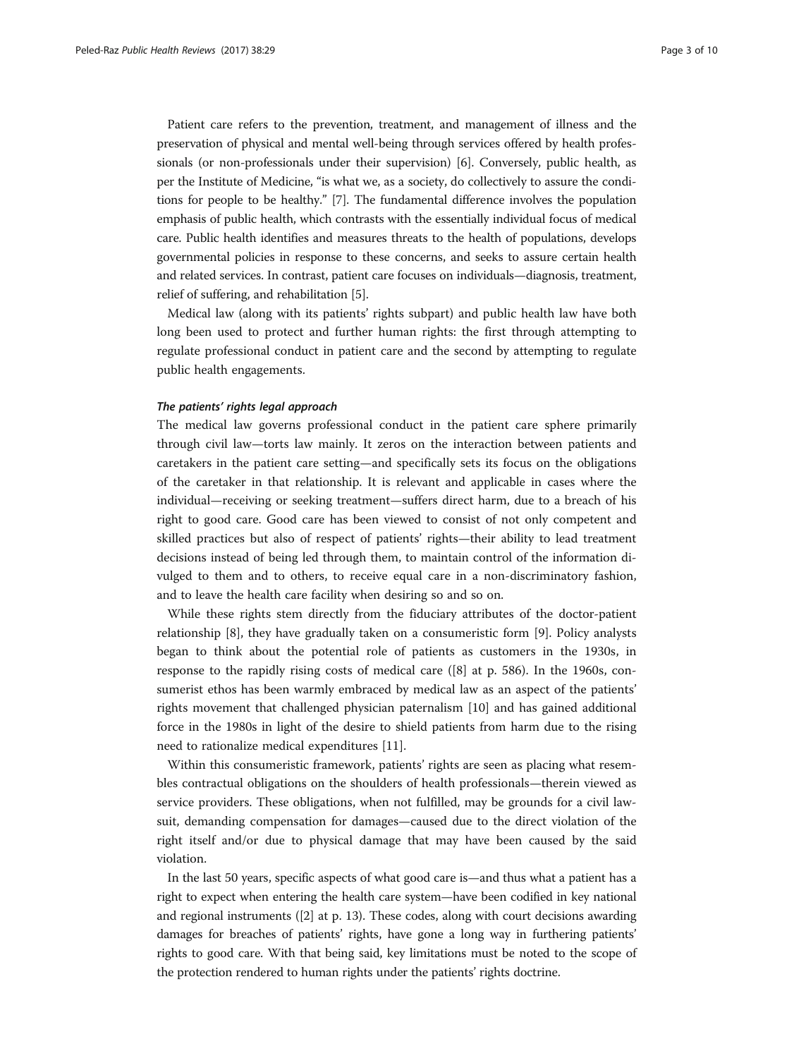Patient care refers to the prevention, treatment, and management of illness and the preservation of physical and mental well-being through services offered by health professionals (or non-professionals under their supervision) [6]. Conversely, public health, as per the Institute of Medicine, "is what we, as a society, do collectively to assure the conditions for people to be healthy." [7]. The fundamental difference involves the population emphasis of public health, which contrasts with the essentially individual focus of medical care. Public health identifies and measures threats to the health of populations, develops governmental policies in response to these concerns, and seeks to assure certain health and related services. In contrast, patient care focuses on individuals—diagnosis, treatment, relief of suffering, and rehabilitation [5].

Medical law (along with its patients' rights subpart) and public health law have both long been used to protect and further human rights: the first through attempting to regulate professional conduct in patient care and the second by attempting to regulate public health engagements.

### *The patients' rights legal approach*

The medical law governs professional conduct in the patient care sphere primarily through civil law—torts law mainly. It zeros on the interaction between patients and caretakers in the patient care setting—and specifically sets its focus on the obligations of the caretaker in that relationship. It is relevant and applicable in cases where the individual—receiving or seeking treatment—suffers direct harm, due to a breach of his right to good care. Good care has been viewed to consist of not only competent and skilled practices but also of respect of patients' rights—their ability to lead treatment decisions instead of being led through them, to maintain control of the information divulged to them and to others, to receive equal care in a non-discriminatory fashion, and to leave the health care facility when desiring so and so on.

While these rights stem directly from the fiduciary attributes of the doctor-patient relationship [8], they have gradually taken on a consumeristic form [9]. Policy analysts began to think about the potential role of patients as customers in the 1930s, in response to the rapidly rising costs of medical care ([8] at p. 586). In the 1960s, consumerist ethos has been warmly embraced by medical law as an aspect of the patients' rights movement that challenged physician paternalism [10] and has gained additional force in the 1980s in light of the desire to shield patients from harm due to the rising need to rationalize medical expenditures [11].

Within this consumeristic framework, patients' rights are seen as placing what resembles contractual obligations on the shoulders of health professionals—therein viewed as service providers. These obligations, when not fulfilled, may be grounds for a civil lawsuit, demanding compensation for damages—caused due to the direct violation of the right itself and/or due to physical damage that may have been caused by the said violation.

In the last 50 years, specific aspects of what good care is—and thus what a patient has a right to expect when entering the health care system—have been codified in key national and regional instruments ([2] at p. 13). These codes, along with court decisions awarding damages for breaches of patients' rights, have gone a long way in furthering patients' rights to good care. With that being said, key limitations must be noted to the scope of the protection rendered to human rights under the patients' rights doctrine.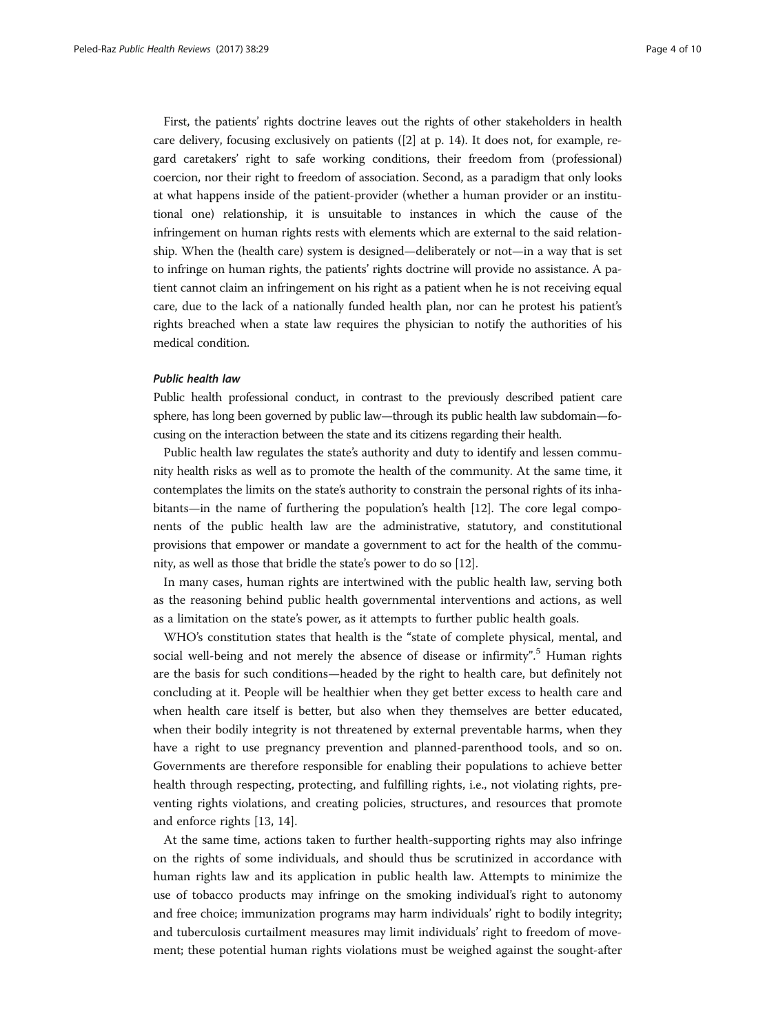First, the patients' rights doctrine leaves out the rights of other stakeholders in health care delivery, focusing exclusively on patients ([2] at p. 14). It does not, for example, regard caretakers' right to safe working conditions, their freedom from (professional) coercion, nor their right to freedom of association. Second, as a paradigm that only looks at what happens inside of the patient-provider (whether a human provider or an institutional one) relationship, it is unsuitable to instances in which the cause of the infringement on human rights rests with elements which are external to the said relationship. When the (health care) system is designed—deliberately or not—in a way that is set to infringe on human rights, the patients' rights doctrine will provide no assistance. A patient cannot claim an infringement on his right as a patient when he is not receiving equal care, due to the lack of a nationally funded health plan, nor can he protest his patient's rights breached when a state law requires the physician to notify the authorities of his medical condition.

#### *Public health law*

Public health professional conduct, in contrast to the previously described patient care sphere, has long been governed by public law—through its public health law subdomain—focusing on the interaction between the state and its citizens regarding their health.

Public health law regulates the state's authority and duty to identify and lessen community health risks as well as to promote the health of the community. At the same time, it contemplates the limits on the state's authority to constrain the personal rights of its inhabitants—in the name of furthering the population's health [12]. The core legal components of the public health law are the administrative, statutory, and constitutional provisions that empower or mandate a government to act for the health of the community, as well as those that bridle the state's power to do so [12].

In many cases, human rights are intertwined with the public health law, serving both as the reasoning behind public health governmental interventions and actions, as well as a limitation on the state's power, as it attempts to further public health goals.

WHO's constitution states that health is the "state of complete physical, mental, and social well-being and not merely the absence of disease or infirmity".[5] Human rights are the basis for such conditions—headed by the right to health care, but definitely not concluding at it. People will be healthier when they get better excess to health care and when health care itself is better, but also when they themselves are better educated, when their bodily integrity is not threatened by external preventable harms, when they have a right to use pregnancy prevention and planned-parenthood tools, and so on. Governments are therefore responsible for enabling their populations to achieve better health through respecting, protecting, and fulfilling rights, i.e., not violating rights, preventing rights violations, and creating policies, structures, and resources that promote and enforce rights [13, 14].

At the same time, actions taken to further health-supporting rights may also infringe on the rights of some individuals, and should thus be scrutinized in accordance with human rights law and its application in public health law. Attempts to minimize the use of tobacco products may infringe on the smoking individual's right to autonomy and free choice; immunization programs may harm individuals' right to bodily integrity; and tuberculosis curtailment measures may limit individuals' right to freedom of movement; these potential human rights violations must be weighed against the sought-after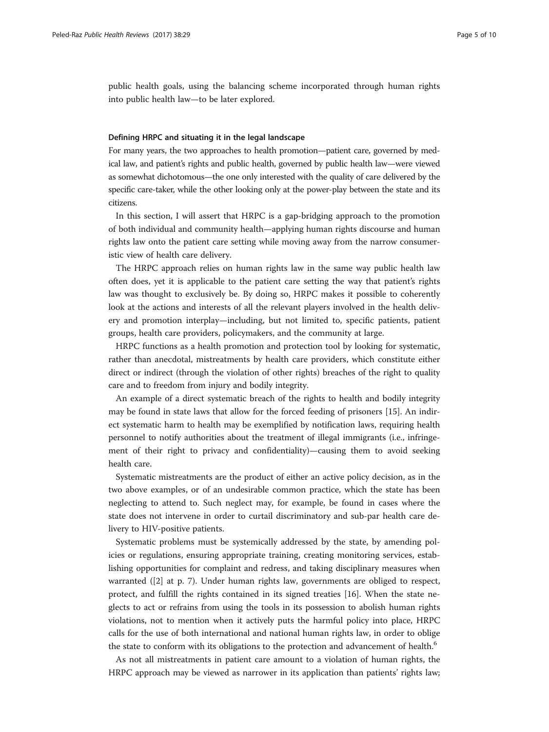public health goals, using the balancing scheme incorporated through human rights into public health law—to be later explored.

#### Defining HRPC and situating it in the legal landscape

For many years, the two approaches to health promotion—patient care, governed by medical law, and patient's rights and public health, governed by public health law—were viewed as somewhat dichotomous—the one only interested with the quality of care delivered by the specific care-taker, while the other looking only at the power-play between the state and its citizens.

In this section, I will assert that HRPC is a gap-bridging approach to the promotion of both individual and community health—applying human rights discourse and human rights law onto the patient care setting while moving away from the narrow consumeristic view of health care delivery.

The HRPC approach relies on human rights law in the same way public health law often does, yet it is applicable to the patient care setting the way that patient's rights law was thought to exclusively be. By doing so, HRPC makes it possible to coherently look at the actions and interests of all the relevant players involved in the health delivery and promotion interplay—including, but not limited to, specific patients, patient groups, health care providers, policymakers, and the community at large.

HRPC functions as a health promotion and protection tool by looking for systematic, rather than anecdotal, mistreatments by health care providers, which constitute either direct or indirect (through the violation of other rights) breaches of the right to quality care and to freedom from injury and bodily integrity.

An example of a direct systematic breach of the rights to health and bodily integrity may be found in state laws that allow for the forced feeding of prisoners [15]. An indirect systematic harm to health may be exemplified by notification laws, requiring health personnel to notify authorities about the treatment of illegal immigrants (i.e., infringement of their right to privacy and confidentiality)—causing them to avoid seeking health care.

Systematic mistreatments are the product of either an active policy decision, as in the two above examples, or of an undesirable common practice, which the state has been neglecting to attend to. Such neglect may, for example, be found in cases where the state does not intervene in order to curtail discriminatory and sub-par health care delivery to HIV-positive patients.

Systematic problems must be systemically addressed by the state, by amending policies or regulations, ensuring appropriate training, creating monitoring services, establishing opportunities for complaint and redress, and taking disciplinary measures when warranted ([2] at p. 7). Under human rights law, governments are obliged to respect, protect, and fulfill the rights contained in its signed treaties [16]. When the state neglects to act or refrains from using the tools in its possession to abolish human rights violations, not to mention when it actively puts the harmful policy into place, HRPC calls for the use of both international and national human rights law, in order to oblige the state to conform with its obligations to the protection and advancement of health.[6]

As not all mistreatments in patient care amount to a violation of human rights, the HRPC approach may be viewed as narrower in its application than patients' rights law;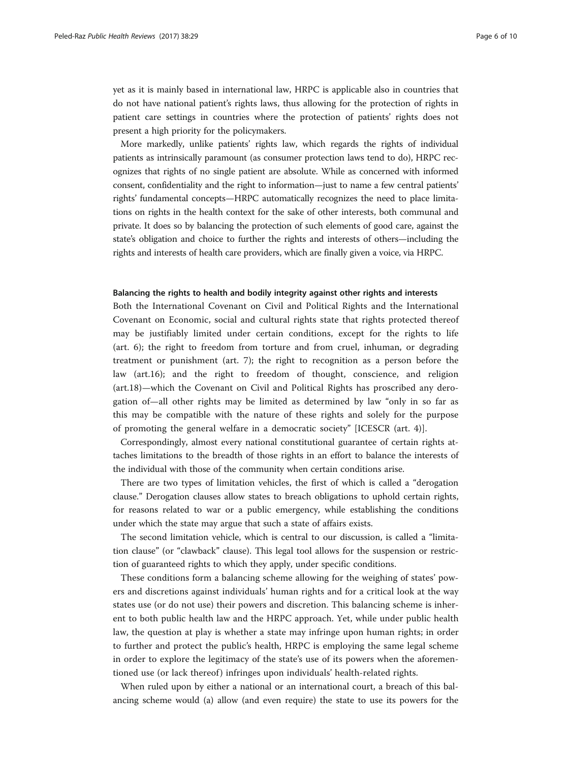yet as it is mainly based in international law, HRPC is applicable also in countries that do not have national patient's rights laws, thus allowing for the protection of rights in patient care settings in countries where the protection of patients' rights does not present a high priority for the policymakers.

More markedly, unlike patients' rights law, which regards the rights of individual patients as intrinsically paramount (as consumer protection laws tend to do), HRPC recognizes that rights of no single patient are absolute. While as concerned with informed consent, confidentiality and the right to information—just to name a few central patients' rights' fundamental concepts—HRPC automatically recognizes the need to place limitations on rights in the health context for the sake of other interests, both communal and private. It does so by balancing the protection of such elements of good care, against the state's obligation and choice to further the rights and interests of others—including the rights and interests of health care providers, which are finally given a voice, via HRPC.

### Balancing the rights to health and bodily integrity against other rights and interests

Both the International Covenant on Civil and Political Rights and the International Covenant on Economic, social and cultural rights state that rights protected thereof may be justifiably limited under certain conditions, except for the rights to life (art. 6); the right to freedom from torture and from cruel, inhuman, or degrading treatment or punishment (art. 7); the right to recognition as a person before the law (art.16); and the right to freedom of thought, conscience, and religion (art.18)—which the Covenant on Civil and Political Rights has proscribed any derogation of—all other rights may be limited as determined by law "only in so far as this may be compatible with the nature of these rights and solely for the purpose of promoting the general welfare in a democratic society" [ICESCR (art. 4)].

Correspondingly, almost every national constitutional guarantee of certain rights attaches limitations to the breadth of those rights in an effort to balance the interests of the individual with those of the community when certain conditions arise.

There are two types of limitation vehicles, the first of which is called a "derogation clause." Derogation clauses allow states to breach obligations to uphold certain rights, for reasons related to war or a public emergency, while establishing the conditions under which the state may argue that such a state of affairs exists.

The second limitation vehicle, which is central to our discussion, is called a "limitation clause" (or "clawback" clause). This legal tool allows for the suspension or restriction of guaranteed rights to which they apply, under specific conditions.

These conditions form a balancing scheme allowing for the weighing of states' powers and discretions against individuals' human rights and for a critical look at the way states use (or do not use) their powers and discretion. This balancing scheme is inherent to both public health law and the HRPC approach. Yet, while under public health law, the question at play is whether a state may infringe upon human rights; in order to further and protect the public's health, HRPC is employing the same legal scheme in order to explore the legitimacy of the state's use of its powers when the aforementioned use (or lack thereof) infringes upon individuals' health-related rights.

When ruled upon by either a national or an international court, a breach of this balancing scheme would (a) allow (and even require) the state to use its powers for the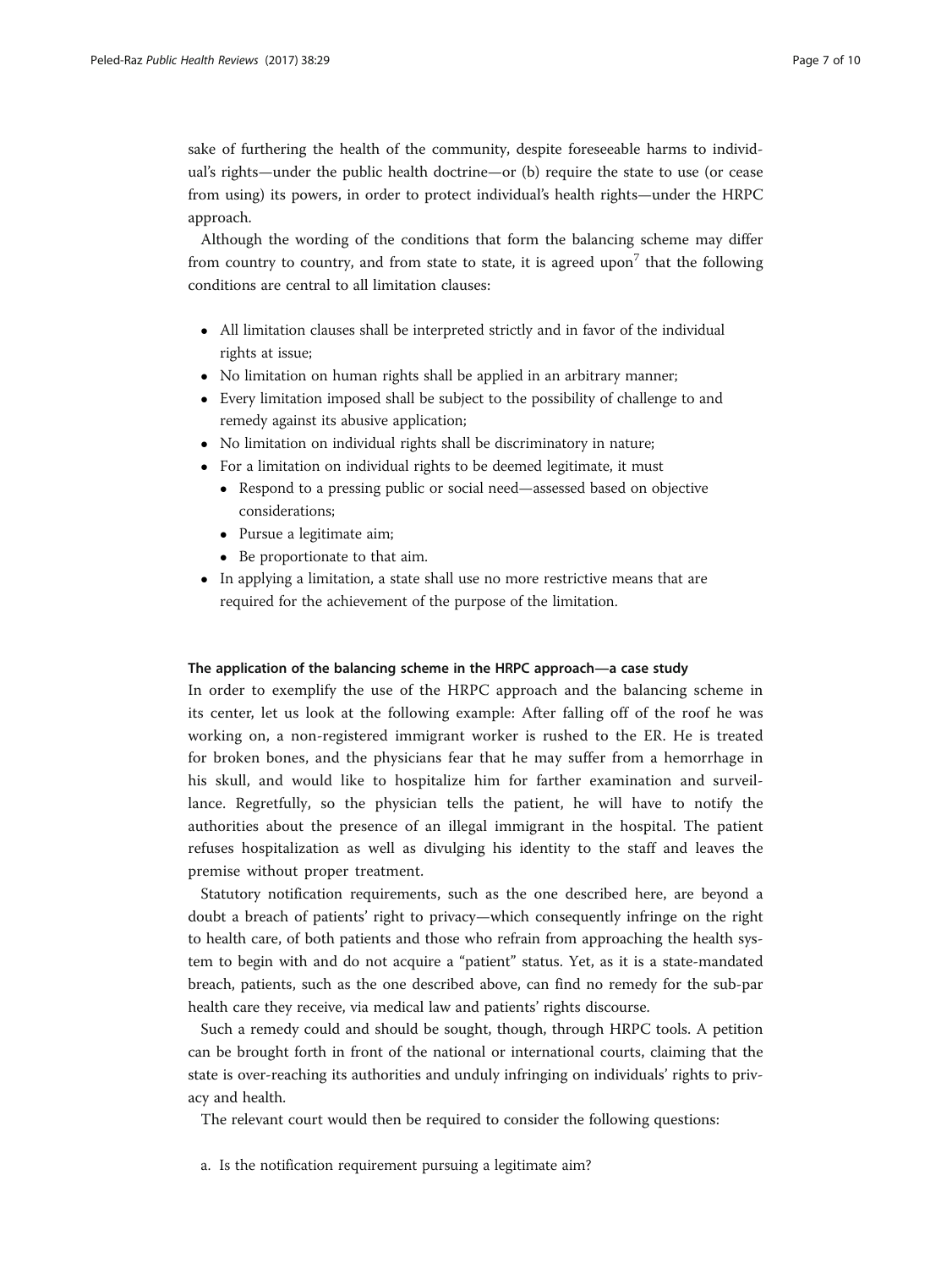sake of furthering the health of the community, despite foreseeable harms to individual's rights—under the public health doctrine—or (b) require the state to use (or cease from using) its powers, in order to protect individual's health rights—under the HRPC approach.

Although the wording of the conditions that form the balancing scheme may differ from country to country, and from state to state, it is agreed upon[7] that the following conditions are central to all limitation clauses:

- All limitation clauses shall be interpreted strictly and in favor of the individual rights at issue;
- No limitation on human rights shall be applied in an arbitrary manner;
- Every limitation imposed shall be subject to the possibility of challenge to and remedy against its abusive application;
- No limitation on individual rights shall be discriminatory in nature;
- For a limitation on individual rights to be deemed legitimate, it must
  - Respond to a pressing public or social need—assessed based on objective considerations;
  - Pursue a legitimate aim;
  - Be proportionate to that aim.
- In applying a limitation, a state shall use no more restrictive means that are required for the achievement of the purpose of the limitation.

### The application of the balancing scheme in the HRPC approach—a case study

In order to exemplify the use of the HRPC approach and the balancing scheme in its center, let us look at the following example: After falling off of the roof he was working on, a non-registered immigrant worker is rushed to the ER. He is treated for broken bones, and the physicians fear that he may suffer from a hemorrhage in his skull, and would like to hospitalize him for farther examination and surveillance. Regretfully, so the physician tells the patient, he will have to notify the authorities about the presence of an illegal immigrant in the hospital. The patient refuses hospitalization as well as divulging his identity to the staff and leaves the premise without proper treatment.

Statutory notification requirements, such as the one described here, are beyond a doubt a breach of patients' right to privacy—which consequently infringe on the right to health care, of both patients and those who refrain from approaching the health system to begin with and do not acquire a "patient" status. Yet, as it is a state-mandated breach, patients, such as the one described above, can find no remedy for the sub-par health care they receive, via medical law and patients' rights discourse.

Such a remedy could and should be sought, though, through HRPC tools. A petition can be brought forth in front of the national or international courts, claiming that the state is over-reaching its authorities and unduly infringing on individuals' rights to privacy and health.

The relevant court would then be required to consider the following questions:

a. Is the notification requirement pursuing a legitimate aim?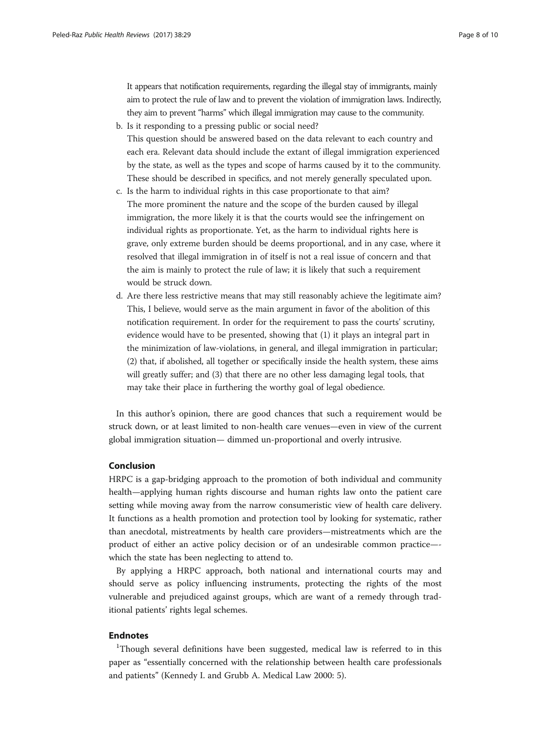It appears that notification requirements, regarding the illegal stay of immigrants, mainly aim to protect the rule of law and to prevent the violation of immigration laws. Indirectly, they aim to prevent "harms" which illegal immigration may cause to the community.

b. Is it responding to a pressing public or social need?
   This question should be answered based on the data relevant to each country and each era. Relevant data should include the extant of illegal immigration experienced by the state, as well as the types and scope of harms caused by it to the community. These should be described in specifics, and not merely generally speculated upon.
c. Is the harm to individual rights in this case proportionate to that aim?
   The more prominent the nature and the scope of the burden caused by illegal immigration, the more likely it is that the courts would see the infringement on individual rights as proportionate. Yet, as the harm to individual rights here is grave, only extreme burden should be deems proportional, and in any case, where it resolved that illegal immigration in of itself is not a real issue of concern and that the aim is mainly to protect the rule of law; it is likely that such a requirement would be struck down.
d. Are there less restrictive means that may still reasonably achieve the legitimate aim?
   This, I believe, would serve as the main argument in favor of the abolition of this notification requirement. In order for the requirement to pass the courts' scrutiny, evidence would have to be presented, showing that (1) it plays an integral part in the minimization of law-violations, in general, and illegal immigration in particular; (2) that, if abolished, all together or specifically inside the health system, these aims will greatly suffer; and (3) that there are no other less damaging legal tools, that may take their place in furthering the worthy goal of legal obedience.

In this author's opinion, there are good chances that such a requirement would be struck down, or at least limited to non-health care venues—even in view of the current global immigration situation— dimmed un-proportional and overly intrusive.

## Conclusion

HRPC is a gap-bridging approach to the promotion of both individual and community health—applying human rights discourse and human rights law onto the patient care setting while moving away from the narrow consumeristic view of health care delivery. It functions as a health promotion and protection tool by looking for systematic, rather than anecdotal, mistreatments by health care providers—mistreatments which are the product of either an active policy decision or of an undesirable common practice—-which the state has been neglecting to attend to.

By applying a HRPC approach, both national and international courts may and should serve as policy influencing instruments, protecting the rights of the most vulnerable and prejudiced against groups, which are want of a remedy through traditional patients' rights legal schemes.

## Endnotes

[1]Though several definitions have been suggested, medical law is referred to in this paper as "essentially concerned with the relationship between health care professionals and patients" (Kennedy I. and Grubb A. Medical Law 2000: 5).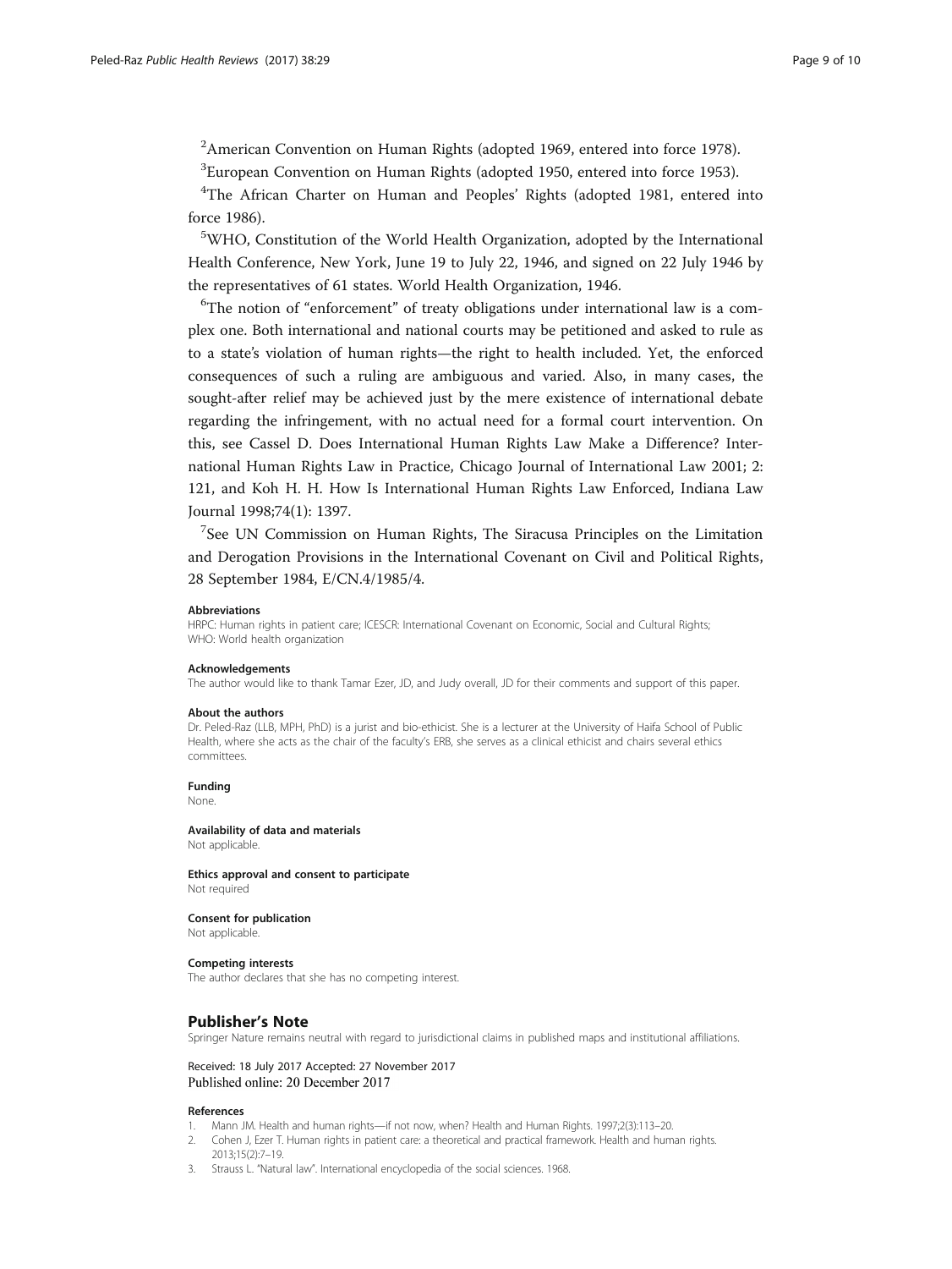[2]American Convention on Human Rights (adopted 1969, entered into force 1978).

[3]European Convention on Human Rights (adopted 1950, entered into force 1953).

[4]The African Charter on Human and Peoples' Rights (adopted 1981, entered into force 1986).

[5]WHO, Constitution of the World Health Organization, adopted by the International Health Conference, New York, June 19 to July 22, 1946, and signed on 22 July 1946 by the representatives of 61 states. World Health Organization, 1946.

[6]The notion of "enforcement" of treaty obligations under international law is a complex one. Both international and national courts may be petitioned and asked to rule as to a state's violation of human rights—the right to health included. Yet, the enforced consequences of such a ruling are ambiguous and varied. Also, in many cases, the sought-after relief may be achieved just by the mere existence of international debate regarding the infringement, with no actual need for a formal court intervention. On this, see Cassel D. Does International Human Rights Law Make a Difference? International Human Rights Law in Practice, Chicago Journal of International Law 2001; 2: 121, and Koh H. H. How Is International Human Rights Law Enforced, Indiana Law Journal 1998;74(1): 1397.

[7]See UN Commission on Human Rights, The Siracusa Principles on the Limitation and Derogation Provisions in the International Covenant on Civil and Political Rights, 28 September 1984, E/CN.4/1985/4.

#### Abbreviations

HRPC: Human rights in patient care; ICESCR: International Covenant on Economic, Social and Cultural Rights; WHO: World health organization

#### Acknowledgements

The author would like to thank Tamar Ezer, JD, and Judy overall, JD for their comments and support of this paper.

#### About the authors

Dr. Peled-Raz (LLB, MPH, PhD) is a jurist and bio-ethicist. She is a lecturer at the University of Haifa School of Public Health, where she acts as the chair of the faculty's ERB, she serves as a clinical ethicist and chairs several ethics committees.

#### Funding

None.

#### Availability of data and materials

Not applicable.

#### Ethics approval and consent to participate

Not required

#### Consent for publication

Not applicable.

#### Competing interests

The author declares that she has no competing interest.

## Publisher's Note

Springer Nature remains neutral with regard to jurisdictional claims in published maps and institutional affiliations.

Received: 18 July 2017 Accepted: 27 November 2017
Published online: 20 December 2017

#### References

1. Mann JM. Health and human rights—if not now, when? Health and Human Rights. 1997;2(3):113–20.
2. Cohen J, Ezer T. Human rights in patient care: a theoretical and practical framework. Health and human rights. 2013;15(2):7–19.
3. Strauss L. "Natural law". International encyclopedia of the social sciences. 1968.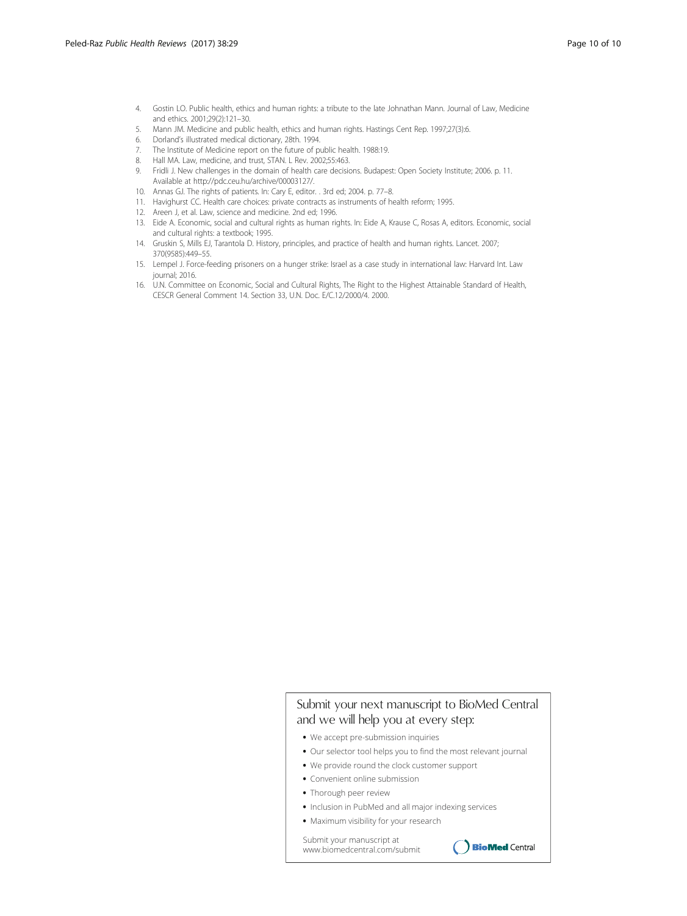4. Gostin LO. Public health, ethics and human rights: a tribute to the late Johnathan Mann. Journal of Law, Medicine and ethics. 2001;29(2):121–30.
5. Mann JM. Medicine and public health, ethics and human rights. Hastings Cent Rep. 1997;27(3):6.
6. Dorland's illustrated medical dictionary, 28th. 1994.
7. The Institute of Medicine report on the future of public health. 1988:19.
8. Hall MA. Law, medicine, and trust, STAN. L Rev. 2002;55:463.
9. Fridli J. New challenges in the domain of health care decisions. Budapest: Open Society Institute; 2006. p. 11. Available at http://pdc.ceu.hu/archive/00003127/.
10. Annas GJ. The rights of patients. In: Cary E, editor. . 3rd ed; 2004. p. 77–8.
11. Havighurst CC. Health care choices: private contracts as instruments of health reform; 1995.
12. Areen J, et al. Law, science and medicine. 2nd ed; 1996.
13. Eide A. Economic, social and cultural rights as human rights. In: Eide A, Krause C, Rosas A, editors. Economic, social and cultural rights: a textbook; 1995.
14. Gruskin S, Mills EJ, Tarantola D. History, principles, and practice of health and human rights. Lancet. 2007; 370(9585):449–55.
15. Lempel J. Force-feeding prisoners on a hunger strike: Israel as a case study in international law: Harvard Int. Law journal; 2016.
16. U.N. Committee on Economic, Social and Cultural Rights, The Right to the Highest Attainable Standard of Health, CESCR General Comment 14. Section 33, U.N. Doc. E/C.12/2000/4. 2000.

Submit your next manuscript to BioMed Central and we will help you at every step:

- We accept pre-submission inquiries
- Our selector tool helps you to find the most relevant journal
- We provide round the clock customer support
- Convenient online submission
- Thorough peer review
- Inclusion in PubMed and all major indexing services
- Maximum visibility for your research

Submit your manuscript at
www.biomedcentral.com/submit

BioMed Central